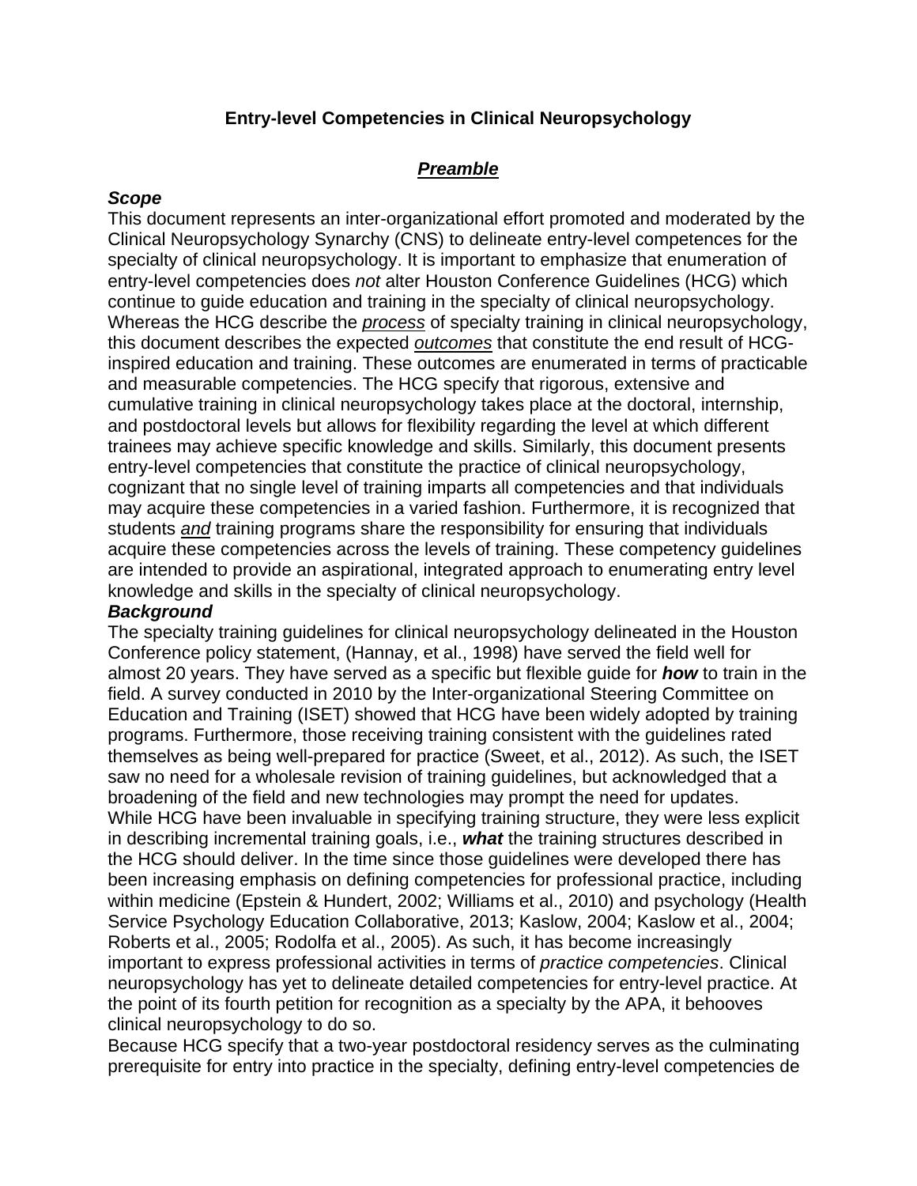# Entry-level Competencies in Clinical Neuropsychology

## ***Preamble***

***Scope***

This document represents an inter-organizational effort promoted and moderated by the Clinical Neuropsychology Synarchy (CNS) to delineate entry-level competences for the specialty of clinical neuropsychology. It is important to emphasize that enumeration of entry-level competencies does *not* alter Houston Conference Guidelines (HCG) which continue to guide education and training in the specialty of clinical neuropsychology. Whereas the HCG describe the *process* of specialty training in clinical neuropsychology, this document describes the expected *outcomes* that constitute the end result of HCG-inspired education and training. These outcomes are enumerated in terms of practicable and measurable competencies. The HCG specify that rigorous, extensive and cumulative training in clinical neuropsychology takes place at the doctoral, internship, and postdoctoral levels but allows for flexibility regarding the level at which different trainees may achieve specific knowledge and skills. Similarly, this document presents entry-level competencies that constitute the practice of clinical neuropsychology, cognizant that no single level of training imparts all competencies and that individuals may acquire these competencies in a varied fashion. Furthermore, it is recognized that students *and* training programs share the responsibility for ensuring that individuals acquire these competencies across the levels of training. These competency guidelines are intended to provide an aspirational, integrated approach to enumerating entry level knowledge and skills in the specialty of clinical neuropsychology.

***Background***

The specialty training guidelines for clinical neuropsychology delineated in the Houston Conference policy statement, (Hannay, et al., 1998) have served the field well for almost 20 years. They have served as a specific but flexible guide for ***how*** to train in the field. A survey conducted in 2010 by the Inter-organizational Steering Committee on Education and Training (ISET) showed that HCG have been widely adopted by training programs. Furthermore, those receiving training consistent with the guidelines rated themselves as being well-prepared for practice (Sweet, et al., 2012). As such, the ISET saw no need for a wholesale revision of training guidelines, but acknowledged that a broadening of the field and new technologies may prompt the need for updates.

While HCG have been invaluable in specifying training structure, they were less explicit in describing incremental training goals, i.e., ***what*** the training structures described in the HCG should deliver. In the time since those guidelines were developed there has been increasing emphasis on defining competencies for professional practice, including within medicine (Epstein & Hundert, 2002; Williams et al., 2010) and psychology (Health Service Psychology Education Collaborative, 2013; Kaslow, 2004; Kaslow et al., 2004; Roberts et al., 2005; Rodolfa et al., 2005). As such, it has become increasingly important to express professional activities in terms of *practice competencies*. Clinical neuropsychology has yet to delineate detailed competencies for entry-level practice. At the point of its fourth petition for recognition as a specialty by the APA, it behooves clinical neuropsychology to do so.

Because HCG specify that a two-year postdoctoral residency serves as the culminating prerequisite for entry into practice in the specialty, defining entry-level competencies de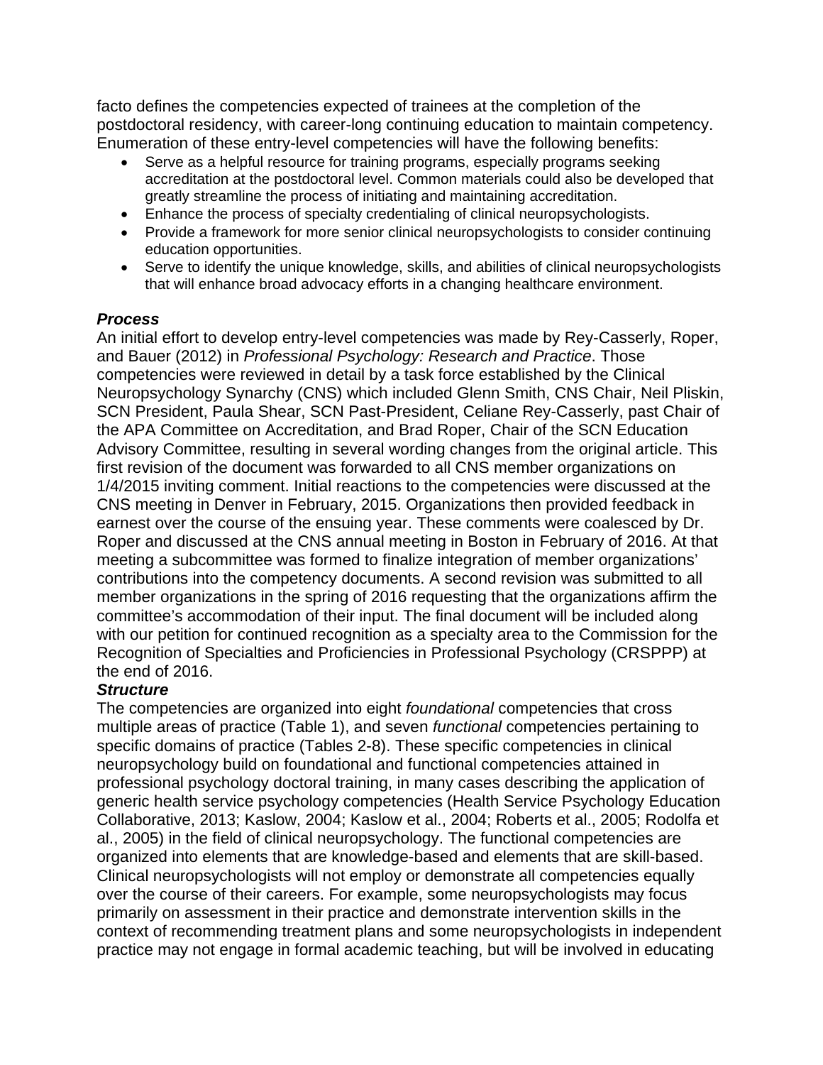facto defines the competencies expected of trainees at the completion of the postdoctoral residency, with career-long continuing education to maintain competency. Enumeration of these entry-level competencies will have the following benefits:

- Serve as a helpful resource for training programs, especially programs seeking accreditation at the postdoctoral level. Common materials could also be developed that greatly streamline the process of initiating and maintaining accreditation.
- Enhance the process of specialty credentialing of clinical neuropsychologists.
- Provide a framework for more senior clinical neuropsychologists to consider continuing education opportunities.
- Serve to identify the unique knowledge, skills, and abilities of clinical neuropsychologists that will enhance broad advocacy efforts in a changing healthcare environment.

### *Process*

An initial effort to develop entry-level competencies was made by Rey-Casserly, Roper, and Bauer (2012) in *Professional Psychology: Research and Practice*. Those competencies were reviewed in detail by a task force established by the Clinical Neuropsychology Synarchy (CNS) which included Glenn Smith, CNS Chair, Neil Pliskin, SCN President, Paula Shear, SCN Past-President, Celiane Rey-Casserly, past Chair of the APA Committee on Accreditation, and Brad Roper, Chair of the SCN Education Advisory Committee, resulting in several wording changes from the original article. This first revision of the document was forwarded to all CNS member organizations on 1/4/2015 inviting comment. Initial reactions to the competencies were discussed at the CNS meeting in Denver in February, 2015. Organizations then provided feedback in earnest over the course of the ensuing year. These comments were coalesced by Dr. Roper and discussed at the CNS annual meeting in Boston in February of 2016. At that meeting a subcommittee was formed to finalize integration of member organizations' contributions into the competency documents. A second revision was submitted to all member organizations in the spring of 2016 requesting that the organizations affirm the committee's accommodation of their input. The final document will be included along with our petition for continued recognition as a specialty area to the Commission for the Recognition of Specialties and Proficiencies in Professional Psychology (CRSPPP) at the end of 2016.

### *Structure*

The competencies are organized into eight *foundational* competencies that cross multiple areas of practice (Table 1), and seven *functional* competencies pertaining to specific domains of practice (Tables 2-8). These specific competencies in clinical neuropsychology build on foundational and functional competencies attained in professional psychology doctoral training, in many cases describing the application of generic health service psychology competencies (Health Service Psychology Education Collaborative, 2013; Kaslow, 2004; Kaslow et al., 2004; Roberts et al., 2005; Rodolfa et al., 2005) in the field of clinical neuropsychology. The functional competencies are organized into elements that are knowledge-based and elements that are skill-based. Clinical neuropsychologists will not employ or demonstrate all competencies equally over the course of their careers. For example, some neuropsychologists may focus primarily on assessment in their practice and demonstrate intervention skills in the context of recommending treatment plans and some neuropsychologists in independent practice may not engage in formal academic teaching, but will be involved in educating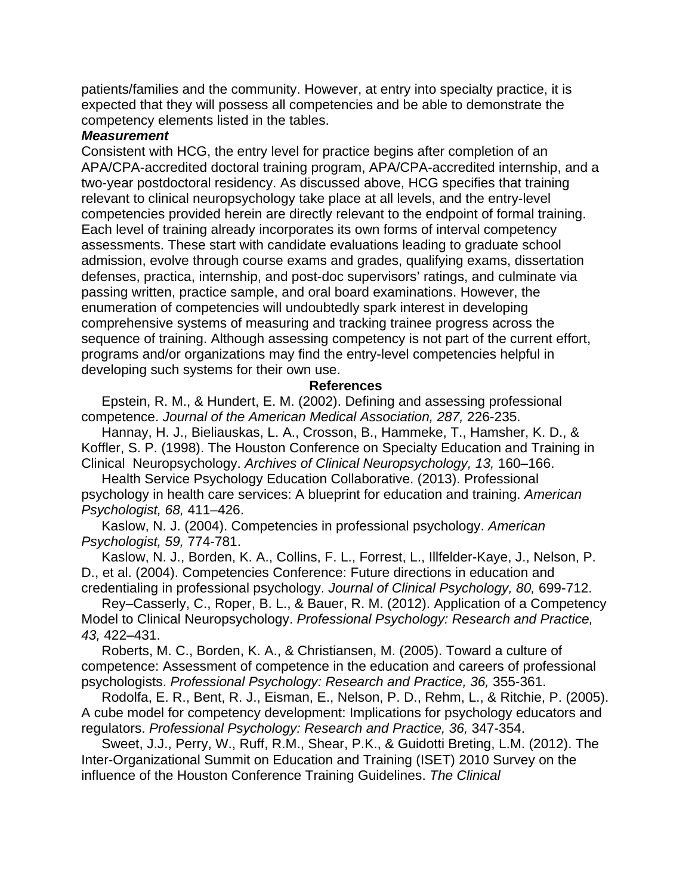patients/families and the community. However, at entry into specialty practice, it is expected that they will possess all competencies and be able to demonstrate the competency elements listed in the tables.

***Measurement***

Consistent with HCG, the entry level for practice begins after completion of an APA/CPA-accredited doctoral training program, APA/CPA-accredited internship, and a two-year postdoctoral residency. As discussed above, HCG specifies that training relevant to clinical neuropsychology take place at all levels, and the entry-level competencies provided herein are directly relevant to the endpoint of formal training. Each level of training already incorporates its own forms of interval competency assessments. These start with candidate evaluations leading to graduate school admission, evolve through course exams and grades, qualifying exams, dissertation defenses, practica, internship, and post-doc supervisors' ratings, and culminate via passing written, practice sample, and oral board examinations. However, the enumeration of competencies will undoubtedly spark interest in developing comprehensive systems of measuring and tracking trainee progress across the sequence of training. Although assessing competency is not part of the current effort, programs and/or organizations may find the entry-level competencies helpful in developing such systems for their own use.

## References

Epstein, R. M., & Hundert, E. M. (2002). Defining and assessing professional competence. *Journal of the American Medical Association, 287,* 226-235.

Hannay, H. J., Bieliauskas, L. A., Crosson, B., Hammeke, T., Hamsher, K. D., & Koffler, S. P. (1998). The Houston Conference on Specialty Education and Training in Clinical Neuropsychology. *Archives of Clinical Neuropsychology, 13,* 160–166.

Health Service Psychology Education Collaborative. (2013). Professional psychology in health care services: A blueprint for education and training. *American Psychologist, 68,* 411–426.

Kaslow, N. J. (2004). Competencies in professional psychology. *American Psychologist, 59,* 774-781.

Kaslow, N. J., Borden, K. A., Collins, F. L., Forrest, L., Illfelder-Kaye, J., Nelson, P. D., et al. (2004). Competencies Conference: Future directions in education and credentialing in professional psychology. *Journal of Clinical Psychology, 80,* 699-712.

Rey–Casserly, C., Roper, B. L., & Bauer, R. M. (2012). Application of a Competency Model to Clinical Neuropsychology. *Professional Psychology: Research and Practice, 43,* 422–431.

Roberts, M. C., Borden, K. A., & Christiansen, M. (2005). Toward a culture of competence: Assessment of competence in the education and careers of professional psychologists. *Professional Psychology: Research and Practice, 36,* 355-361.

Rodolfa, E. R., Bent, R. J., Eisman, E., Nelson, P. D., Rehm, L., & Ritchie, P. (2005). A cube model for competency development: Implications for psychology educators and regulators. *Professional Psychology: Research and Practice, 36,* 347-354.

Sweet, J.J., Perry, W., Ruff, R.M., Shear, P.K., & Guidotti Breting, L.M. (2012). The Inter-Organizational Summit on Education and Training (ISET) 2010 Survey on the influence of the Houston Conference Training Guidelines. *The Clinical*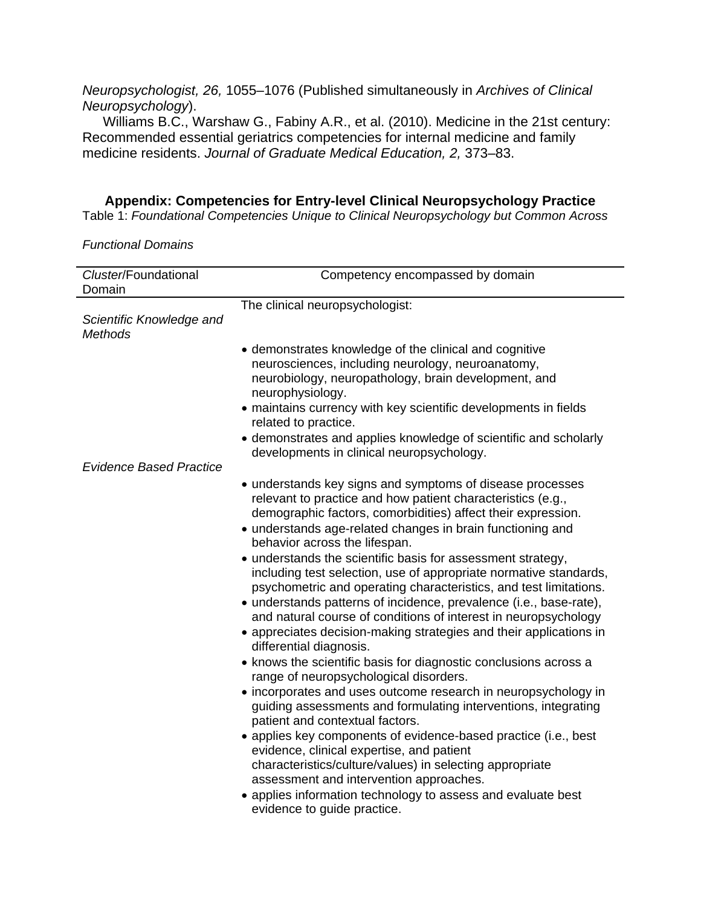*Neuropsychologist, 26,* 1055–1076 (Published simultaneously in *Archives of Clinical Neuropsychology*).

Williams B.C., Warshaw G., Fabiny A.R., et al. (2010). Medicine in the 21st century: Recommended essential geriatrics competencies for internal medicine and family medicine residents. *Journal of Graduate Medical Education, 2,* 373–83.

## Appendix: Competencies for Entry-level Clinical Neuropsychology Practice

Table 1: *Foundational Competencies Unique to Clinical Neuropsychology but Common Across Functional Domains*

| *Cluster*/Foundational Domain | Competency encompassed by domain |
|---|---|
| | The clinical neuropsychologist: |
| *Scientific Knowledge and Methods* | • demonstrates knowledge of the clinical and cognitive neurosciences, including neurology, neuroanatomy, neurobiology, neuropathology, brain development, and neurophysiology.<br>• maintains currency with key scientific developments in fields related to practice.<br>• demonstrates and applies knowledge of scientific and scholarly developments in clinical neuropsychology. |
| *Evidence Based Practice* | • understands key signs and symptoms of disease processes relevant to practice and how patient characteristics (e.g., demographic factors, comorbidities) affect their expression.<br>• understands age-related changes in brain functioning and behavior across the lifespan.<br>• understands the scientific basis for assessment strategy, including test selection, use of appropriate normative standards, psychometric and operating characteristics, and test limitations.<br>• understands patterns of incidence, prevalence (i.e., base-rate), and natural course of conditions of interest in neuropsychology<br>• appreciates decision-making strategies and their applications in differential diagnosis.<br>• knows the scientific basis for diagnostic conclusions across a range of neuropsychological disorders.<br>• incorporates and uses outcome research in neuropsychology in guiding assessments and formulating interventions, integrating patient and contextual factors.<br>• applies key components of evidence-based practice (i.e., best evidence, clinical expertise, and patient characteristics/culture/values) in selecting appropriate assessment and intervention approaches.<br>• applies information technology to assess and evaluate best evidence to guide practice. |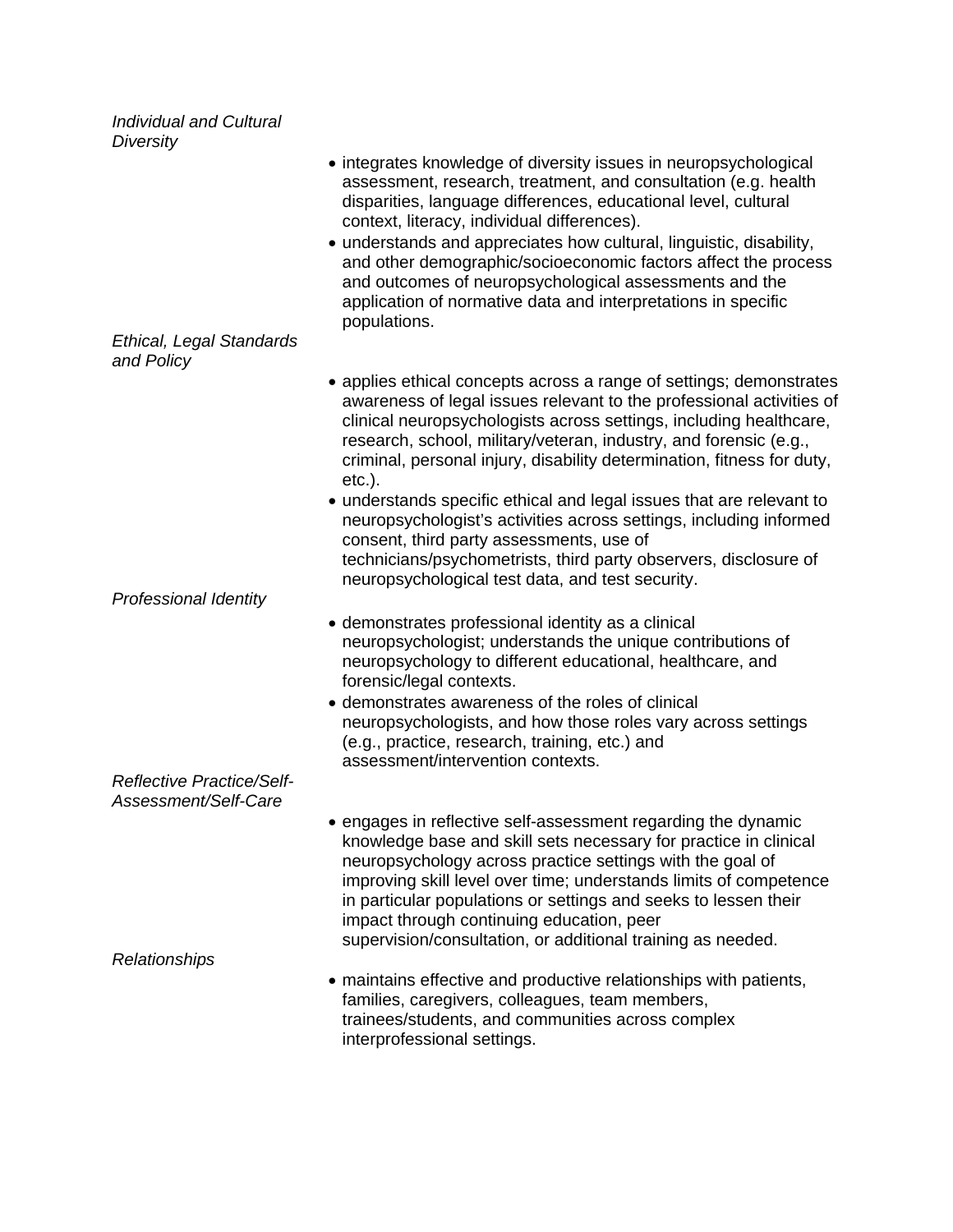*Individual and Cultural Diversity*

- integrates knowledge of diversity issues in neuropsychological assessment, research, treatment, and consultation (e.g. health disparities, language differences, educational level, cultural context, literacy, individual differences).
- understands and appreciates how cultural, linguistic, disability, and other demographic/socioeconomic factors affect the process and outcomes of neuropsychological assessments and the application of normative data and interpretations in specific populations.

*Ethical, Legal Standards and Policy*

- applies ethical concepts across a range of settings; demonstrates awareness of legal issues relevant to the professional activities of clinical neuropsychologists across settings, including healthcare, research, school, military/veteran, industry, and forensic (e.g., criminal, personal injury, disability determination, fitness for duty, etc.).
- understands specific ethical and legal issues that are relevant to neuropsychologist's activities across settings, including informed consent, third party assessments, use of technicians/psychometrists, third party observers, disclosure of neuropsychological test data, and test security.

*Professional Identity*

- demonstrates professional identity as a clinical neuropsychologist; understands the unique contributions of neuropsychology to different educational, healthcare, and forensic/legal contexts.
- demonstrates awareness of the roles of clinical neuropsychologists, and how those roles vary across settings (e.g., practice, research, training, etc.) and assessment/intervention contexts.

*Reflective Practice/Self-Assessment/Self-Care*

- engages in reflective self-assessment regarding the dynamic knowledge base and skill sets necessary for practice in clinical neuropsychology across practice settings with the goal of improving skill level over time; understands limits of competence in particular populations or settings and seeks to lessen their impact through continuing education, peer supervision/consultation, or additional training as needed.

*Relationships*

- maintains effective and productive relationships with patients, families, caregivers, colleagues, team members, trainees/students, and communities across complex interprofessional settings.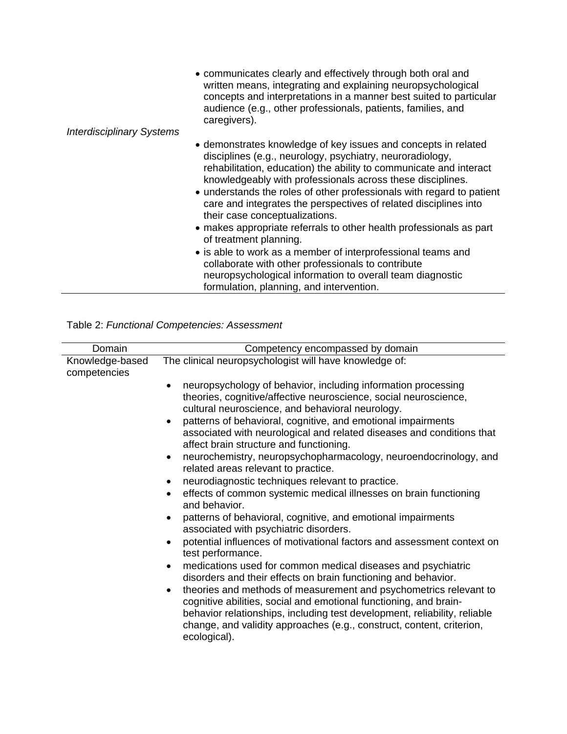| | |
|---|---|
| | • communicates clearly and effectively through both oral and written means, integrating and explaining neuropsychological concepts and interpretations in a manner best suited to particular audience (e.g., other professionals, patients, families, and caregivers). |
| *Interdisciplinary Systems* | • demonstrates knowledge of key issues and concepts in related disciplines (e.g., neurology, psychiatry, neuroradiology, rehabilitation, education) the ability to communicate and interact knowledgeably with professionals across these disciplines.<br>• understands the roles of other professionals with regard to patient care and integrates the perspectives of related disciplines into their case conceptualizations.<br>• makes appropriate referrals to other health professionals as part of treatment planning.<br>• is able to work as a member of interprofessional teams and collaborate with other professionals to contribute neuropsychological information to overall team diagnostic formulation, planning, and intervention. |

Table 2: *Functional Competencies: Assessment*

| Domain | Competency encompassed by domain |
|---|---|
| Knowledge-based competencies | The clinical neuropsychologist will have knowledge of:<br>• neuropsychology of behavior, including information processing theories, cognitive/affective neuroscience, social neuroscience, cultural neuroscience, and behavioral neurology.<br>• patterns of behavioral, cognitive, and emotional impairments associated with neurological and related diseases and conditions that affect brain structure and functioning.<br>• neurochemistry, neuropsychopharmacology, neuroendocrinology, and related areas relevant to practice.<br>• neurodiagnostic techniques relevant to practice.<br>• effects of common systemic medical illnesses on brain functioning and behavior.<br>• patterns of behavioral, cognitive, and emotional impairments associated with psychiatric disorders.<br>• potential influences of motivational factors and assessment context on test performance.<br>• medications used for common medical diseases and psychiatric disorders and their effects on brain functioning and behavior.<br>• theories and methods of measurement and psychometrics relevant to cognitive abilities, social and emotional functioning, and brain-behavior relationships, including test development, reliability, reliable change, and validity approaches (e.g., construct, content, criterion, ecological). |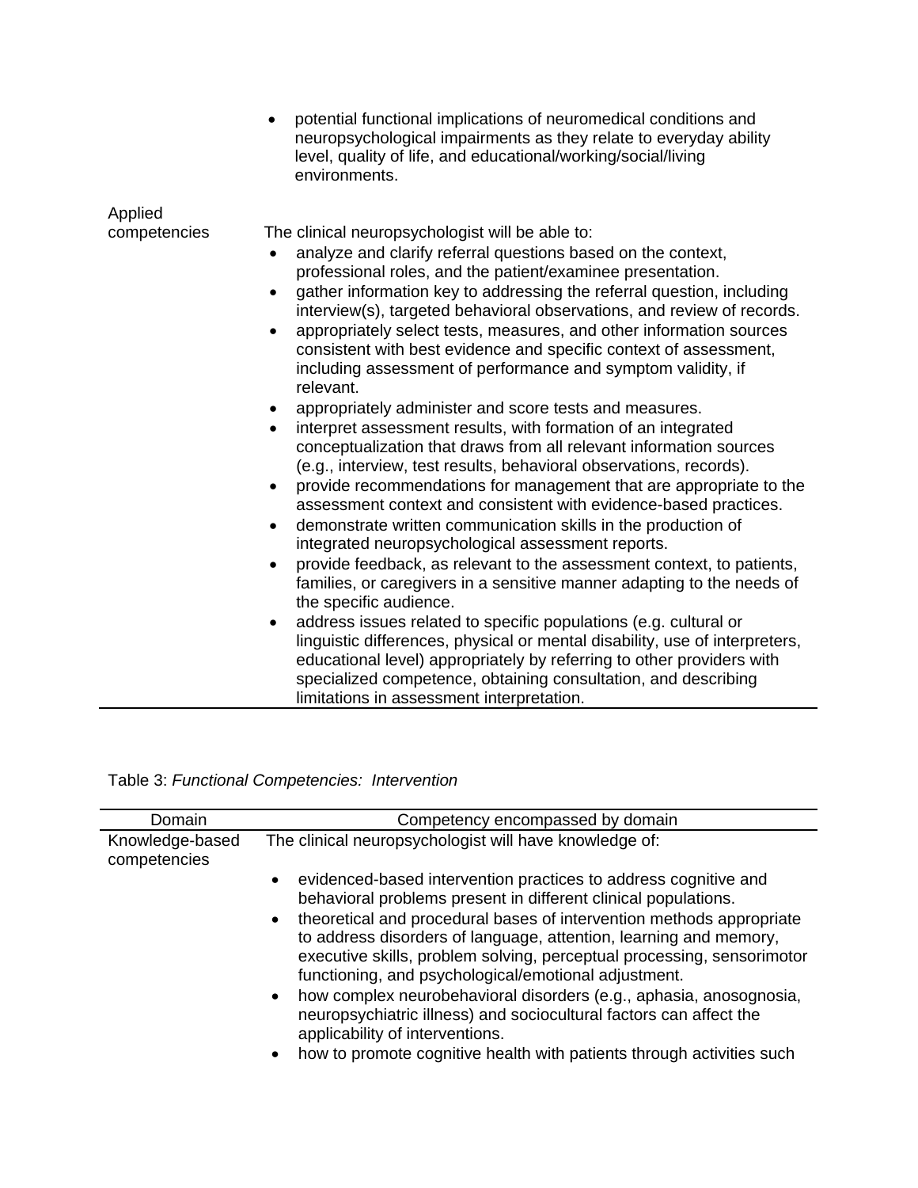| | |
|---|---|
| | • potential functional implications of neuromedical conditions and neuropsychological impairments as they relate to everyday ability level, quality of life, and educational/working/social/living environments. |
| Applied competencies | The clinical neuropsychologist will be able to:<br>• analyze and clarify referral questions based on the context, professional roles, and the patient/examinee presentation.<br>• gather information key to addressing the referral question, including interview(s), targeted behavioral observations, and review of records.<br>• appropriately select tests, measures, and other information sources consistent with best evidence and specific context of assessment, including assessment of performance and symptom validity, if relevant.<br>• appropriately administer and score tests and measures.<br>• interpret assessment results, with formation of an integrated conceptualization that draws from all relevant information sources (e.g., interview, test results, behavioral observations, records).<br>• provide recommendations for management that are appropriate to the assessment context and consistent with evidence-based practices.<br>• demonstrate written communication skills in the production of integrated neuropsychological assessment reports.<br>• provide feedback, as relevant to the assessment context, to patients, families, or caregivers in a sensitive manner adapting to the needs of the specific audience.<br>• address issues related to specific populations (e.g. cultural or linguistic differences, physical or mental disability, use of interpreters, educational level) appropriately by referring to other providers with specialized competence, obtaining consultation, and describing limitations in assessment interpretation. |

Table 3: *Functional Competencies: Intervention*

| Domain | Competency encompassed by domain |
|---|---|
| Knowledge-based competencies | The clinical neuropsychologist will have knowledge of:<br>• evidenced-based intervention practices to address cognitive and behavioral problems present in different clinical populations.<br>• theoretical and procedural bases of intervention methods appropriate to address disorders of language, attention, learning and memory, executive skills, problem solving, perceptual processing, sensorimotor functioning, and psychological/emotional adjustment.<br>• how complex neurobehavioral disorders (e.g., aphasia, anosognosia, neuropsychiatric illness) and sociocultural factors can affect the applicability of interventions.<br>• how to promote cognitive health with patients through activities such |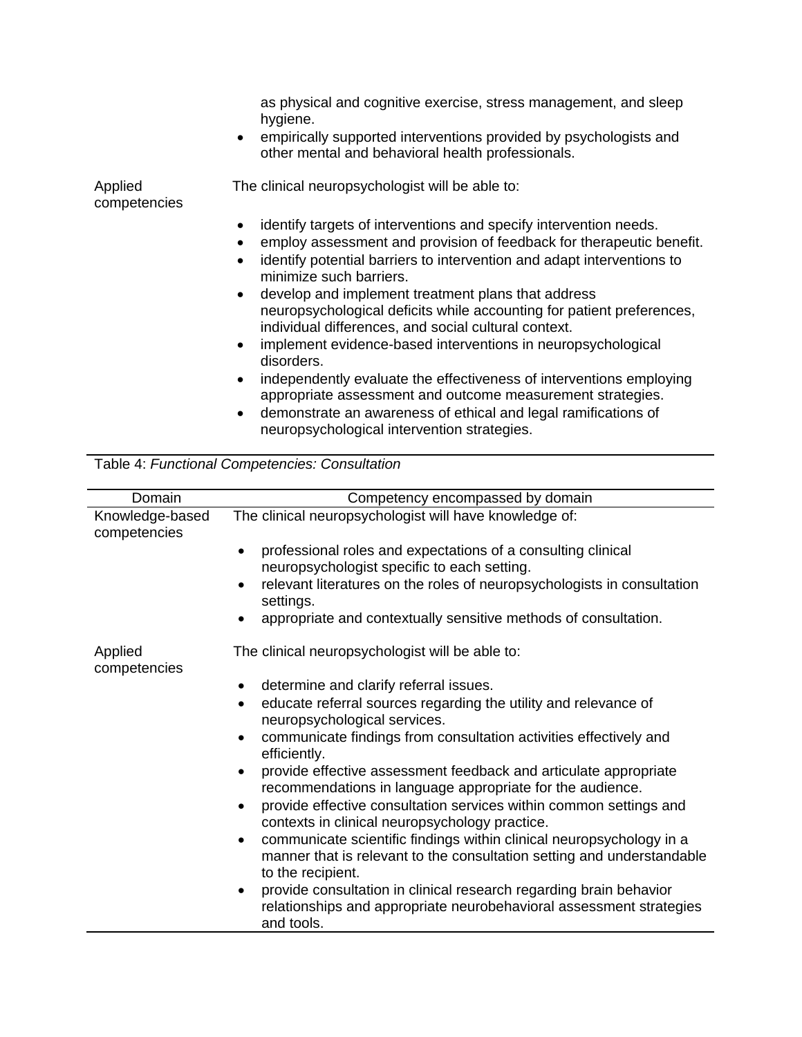| | |
|---|---|
| | as physical and cognitive exercise, stress management, and sleep hygiene.<br>• empirically supported interventions provided by psychologists and other mental and behavioral health professionals. |
| Applied competencies | The clinical neuropsychologist will be able to:<br>• identify targets of interventions and specify intervention needs.<br>• employ assessment and provision of feedback for therapeutic benefit.<br>• identify potential barriers to intervention and adapt interventions to minimize such barriers.<br>• develop and implement treatment plans that address neuropsychological deficits while accounting for patient preferences, individual differences, and social cultural context.<br>• implement evidence-based interventions in neuropsychological disorders.<br>• independently evaluate the effectiveness of interventions employing appropriate assessment and outcome measurement strategies.<br>• demonstrate an awareness of ethical and legal ramifications of neuropsychological intervention strategies. |

Table 4: *Functional Competencies: Consultation*

| Domain | Competency encompassed by domain |
|---|---|
| Knowledge-based competencies | The clinical neuropsychologist will have knowledge of:<br>• professional roles and expectations of a consulting clinical neuropsychologist specific to each setting.<br>• relevant literatures on the roles of neuropsychologists in consultation settings.<br>• appropriate and contextually sensitive methods of consultation. |
| Applied competencies | The clinical neuropsychologist will be able to:<br>• determine and clarify referral issues.<br>• educate referral sources regarding the utility and relevance of neuropsychological services.<br>• communicate findings from consultation activities effectively and efficiently.<br>• provide effective assessment feedback and articulate appropriate recommendations in language appropriate for the audience.<br>• provide effective consultation services within common settings and contexts in clinical neuropsychology practice.<br>• communicate scientific findings within clinical neuropsychology in a manner that is relevant to the consultation setting and understandable to the recipient.<br>• provide consultation in clinical research regarding brain behavior relationships and appropriate neurobehavioral assessment strategies and tools. |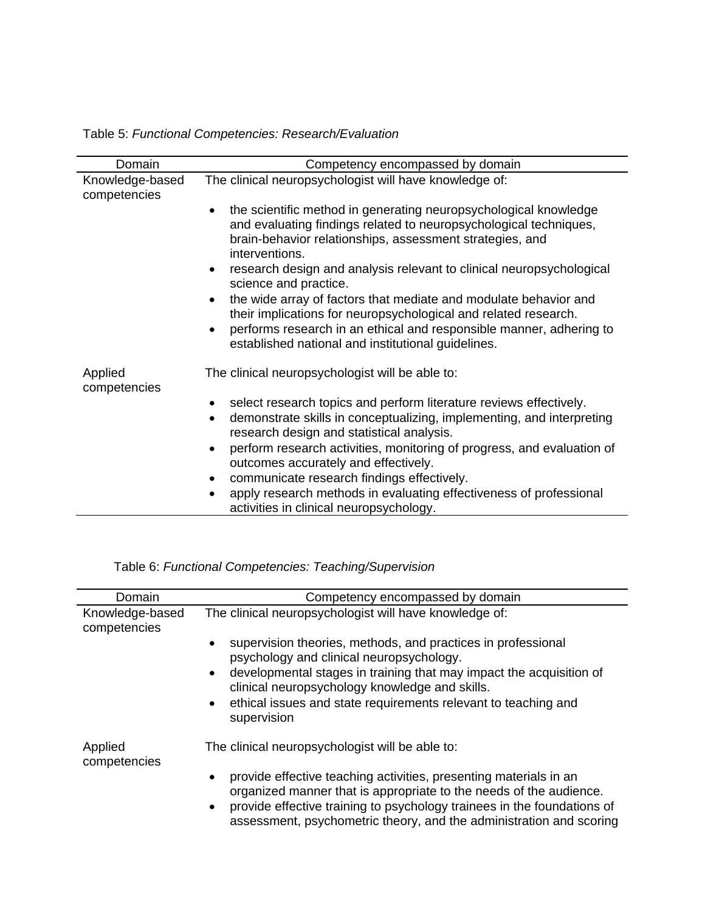Table 5: *Functional Competencies: Research/Evaluation*

| Domain | Competency encompassed by domain |
|---|---|
| Knowledge-based competencies | The clinical neuropsychologist will have knowledge of:<br>• the scientific method in generating neuropsychological knowledge and evaluating findings related to neuropsychological techniques, brain-behavior relationships, assessment strategies, and interventions.<br>• research design and analysis relevant to clinical neuropsychological science and practice.<br>• the wide array of factors that mediate and modulate behavior and their implications for neuropsychological and related research.<br>• performs research in an ethical and responsible manner, adhering to established national and institutional guidelines. |
| Applied competencies | The clinical neuropsychologist will be able to:<br>• select research topics and perform literature reviews effectively.<br>• demonstrate skills in conceptualizing, implementing, and interpreting research design and statistical analysis.<br>• perform research activities, monitoring of progress, and evaluation of outcomes accurately and effectively.<br>• communicate research findings effectively.<br>• apply research methods in evaluating effectiveness of professional activities in clinical neuropsychology. |

Table 6: *Functional Competencies: Teaching/Supervision*

| Domain | Competency encompassed by domain |
|---|---|
| Knowledge-based competencies | The clinical neuropsychologist will have knowledge of:<br>• supervision theories, methods, and practices in professional psychology and clinical neuropsychology.<br>• developmental stages in training that may impact the acquisition of clinical neuropsychology knowledge and skills.<br>• ethical issues and state requirements relevant to teaching and supervision |
| Applied competencies | The clinical neuropsychologist will be able to:<br>• provide effective teaching activities, presenting materials in an organized manner that is appropriate to the needs of the audience.<br>• provide effective training to psychology trainees in the foundations of assessment, psychometric theory, and the administration and scoring |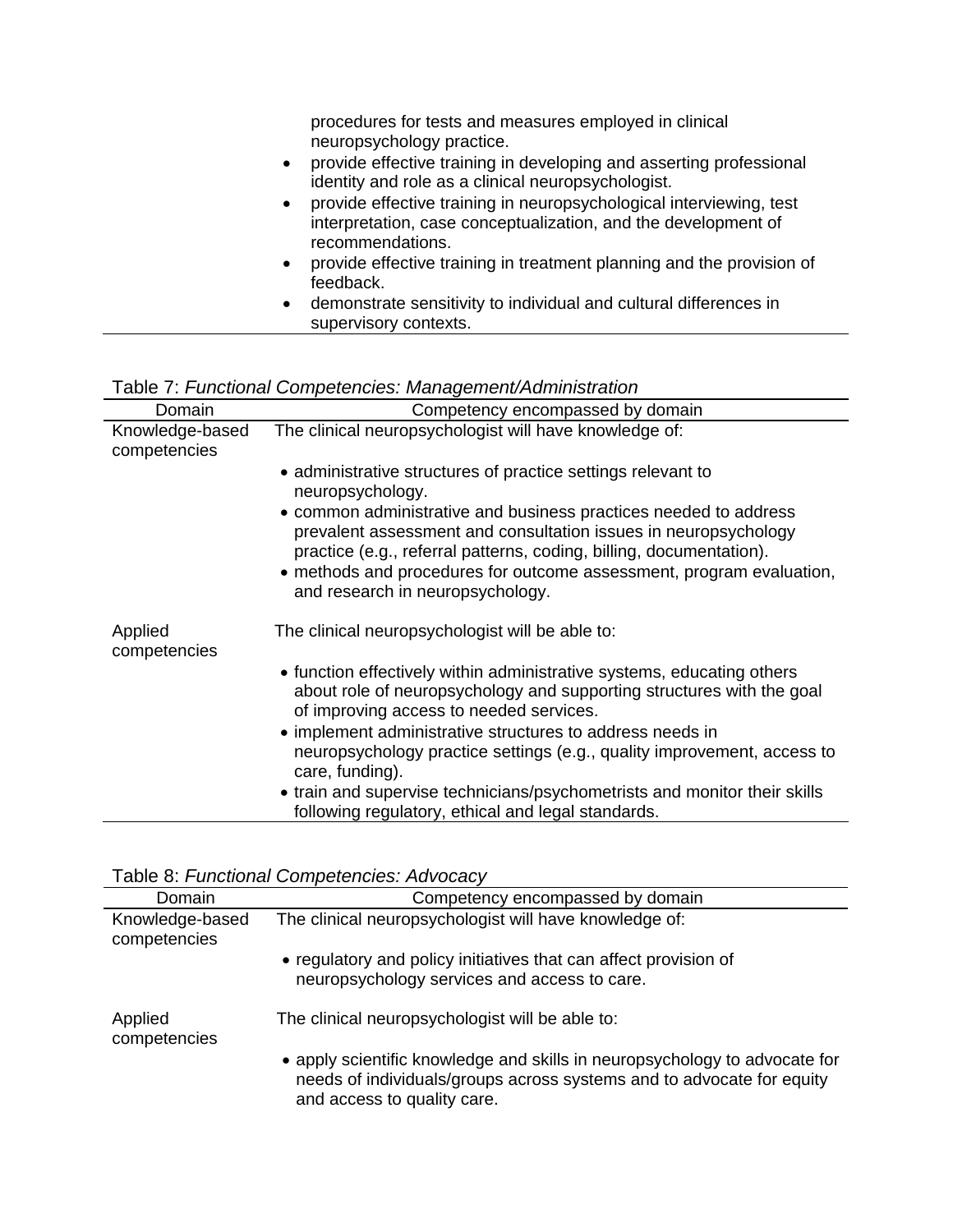procedures for tests and measures employed in clinical neuropsychology practice.

- provide effective training in developing and asserting professional identity and role as a clinical neuropsychologist.
- provide effective training in neuropsychological interviewing, test interpretation, case conceptualization, and the development of recommendations.
- provide effective training in treatment planning and the provision of feedback.
- demonstrate sensitivity to individual and cultural differences in supervisory contexts.

Table 7: *Functional Competencies: Management/Administration*

| Domain | Competency encompassed by domain |
| --- | --- |
| Knowledge-based competencies | The clinical neuropsychologist will have knowledge of: • administrative structures of practice settings relevant to neuropsychology. • common administrative and business practices needed to address prevalent assessment and consultation issues in neuropsychology practice (e.g., referral patterns, coding, billing, documentation). • methods and procedures for outcome assessment, program evaluation, and research in neuropsychology. |
| Applied competencies | The clinical neuropsychologist will be able to: • function effectively within administrative systems, educating others about role of neuropsychology and supporting structures with the goal of improving access to needed services. • implement administrative structures to address needs in neuropsychology practice settings (e.g., quality improvement, access to care, funding). • train and supervise technicians/psychometrists and monitor their skills following regulatory, ethical and legal standards. |

Table 8: *Functional Competencies: Advocacy*

| Domain | Competency encompassed by domain |
| --- | --- |
| Knowledge-based competencies | The clinical neuropsychologist will have knowledge of: • regulatory and policy initiatives that can affect provision of neuropsychology services and access to care. |
| Applied competencies | The clinical neuropsychologist will be able to: • apply scientific knowledge and skills in neuropsychology to advocate for needs of individuals/groups across systems and to advocate for equity and access to quality care. |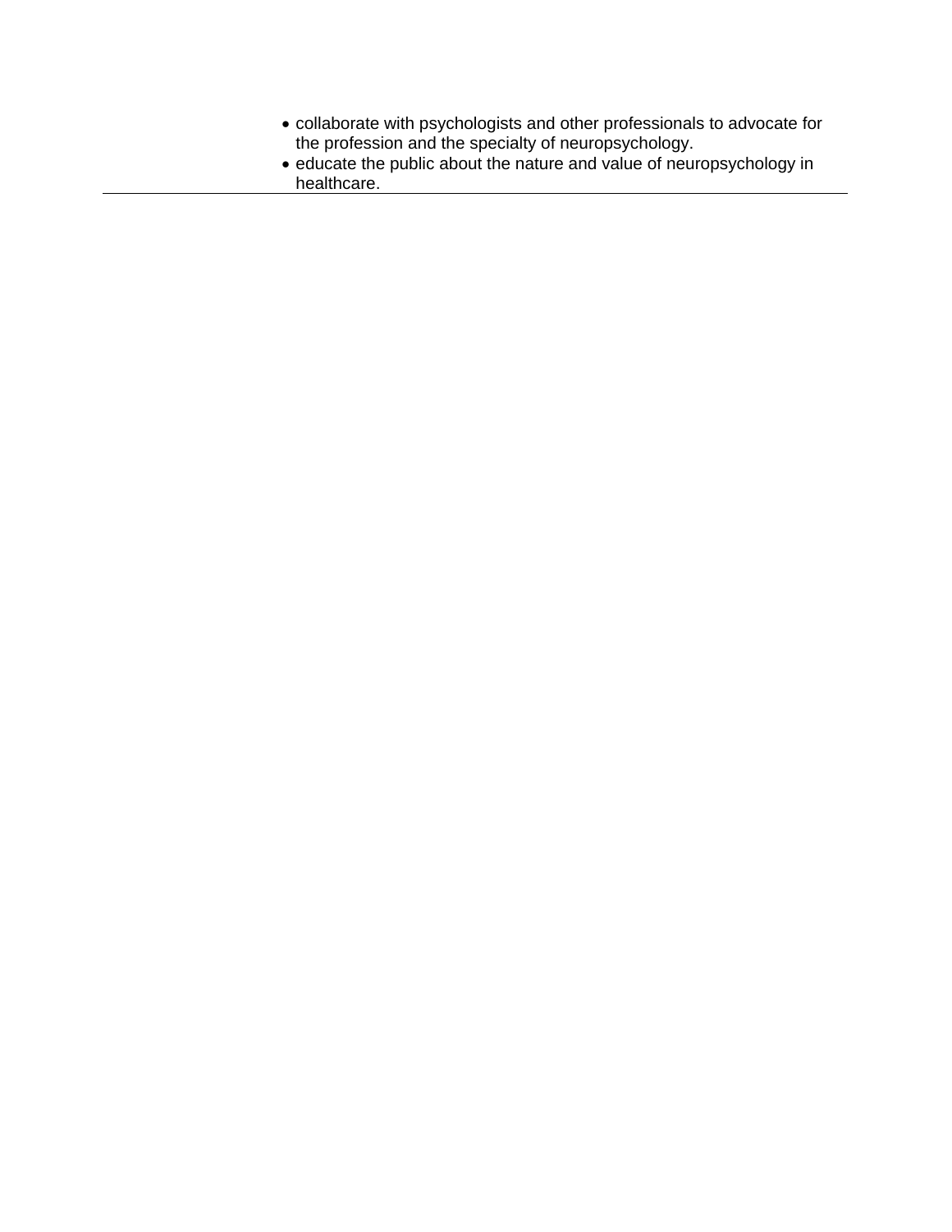- collaborate with psychologists and other professionals to advocate for the profession and the specialty of neuropsychology.
- educate the public about the nature and value of neuropsychology in healthcare.